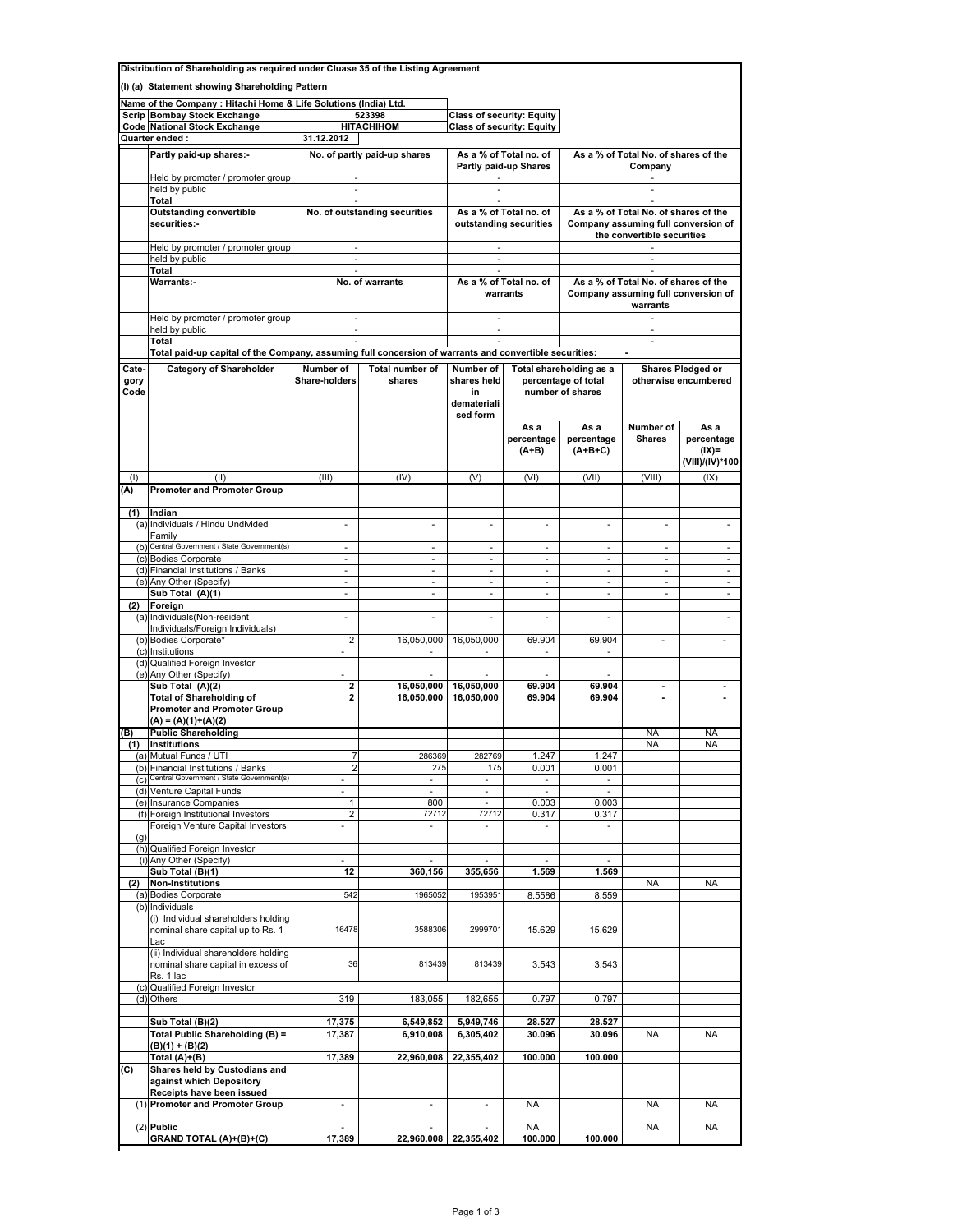**Distribution of Shareholding as required under Cluase 35 of the Listing Agreement**

**(I) (a) Statement showing Shareholding Pattern**

| **Name of the Company : Hitachi Home & Life Solutions (India) Ltd.** | | | |
|---|---|---|---|
| **Scrip Code** | **Bombay Stock Exchange** | **523398** | **Class of security: Equity** |
| | **National Stock Exchange** | **HITACHIHOM** | **Class of security: Equity** |
| **Quarter ended :** | | **31.12.2012** | |

| **Partly paid-up shares:-** | **No. of partly paid-up shares** | **As a % of Total no. of Partly paid-up Shares** | **As a % of Total No. of shares of the Company** |
|---|---|---|---|
| Held by promoter / promoter group | - | - | - |
| held by public | - | - | - |
| **Total** | - | - | - |
| **Outstanding convertible securities:-** | **No. of outstanding securities** | **As a % of Total no. of outstanding securities** | **As a % of Total No. of shares of the Company assuming full conversion of the convertible securities** |
| Held by promoter / promoter group | - | - | - |
| held by public | - | - | - |
| **Total** | - | - | - |
| **Warrants:-** | **No. of warrants** | **As a % of Total no. of warrants** | **As a % of Total No. of shares of the Company assuming full conversion of warrants** |
| Held by promoter / promoter group | - | - | - |
| held by public | - | - | - |
| **Total** | - | - | - |
| **Total paid-up capital of the Company, assuming full concersion of warrants and convertible securities:** | | | - |

| **Cate-gory Code** | **Category of Shareholder** | **Number of Share-holders** | **Total number of shares** | **Number of shares held in dematerialised form** | **Total shareholding as a percentage of total number of shares** | | **Shares Pledged or otherwise encumbered** | |
|---|---|---|---|---|---|---|---|---|
| | | | | | **As a percentage (A+B)** | **As a percentage (A+B+C)** | **Number of Shares** | **As a percentage (IX)= (VIII)/(IV)*100** |
| (I) | (II) | (III) | (IV) | (V) | (VI) | (VII) | (VIII) | (IX) |
| **(A)** | **Promoter and Promoter Group** | | | | | | | |
| **(1)** | **Indian** | | | | | | | |
| (a) | Individuals / Hindu Undivided Family | - | - | - | - | - | - | - |
| (b) | Central Government / State Government(s) | - | - | - | - | - | - | - |
| (c) | Bodies Corporate | - | - | - | - | - | - | - |
| (d) | Financial Institutions / Banks | - | - | - | - | - | - | - |
| (e) | Any Other (Specify) | - | - | - | - | - | - | - |
| | **Sub Total (A)(1)** | - | - | - | - | - | - | - |
| **(2)** | **Foreign** | | | | | | | |
| (a) | Individuals(Non-resident Individuals/Foreign Individuals) | - | - | - | - | - | | - |
| (b) | Bodies Corporate* | 2 | 16,050,000 | 16,050,000 | 69.904 | 69.904 | - | - |
| (c) | Institutions | - | - | - | - | - | | |
| (d) | Qualified Foreign Investor | | | | | | | |
| (e) | Any Other (Specify) | - | - | - | - | - | | |
| | **Sub Total (A)(2)** | **2** | **16,050,000** | **16,050,000** | **69.904** | **69.904** | **-** | **-** |
| | **Total of Shareholding of Promoter and Promoter Group (A) = (A)(1)+(A)(2)** | **2** | **16,050,000** | **16,050,000** | **69.904** | **69.904** | **-** | **-** |
| **(B)** | **Public Shareholding** | | | | | | NA | NA |
| **(1)** | **Institutions** | | | | | | NA | NA |
| (a) | Mutual Funds / UTI | 7 | 286369 | 282769 | 1.247 | 1.247 | | |
| (b) | Financial Institutions / Banks | 2 | 275 | 175 | 0.001 | 0.001 | | |
| (c) | Central Government / State Government(s) | - | - | - | - | - | | |
| (d) | Venture Capital Funds | - | - | - | - | - | | |
| (e) | Insurance Companies | 1 | 800 | - | 0.003 | 0.003 | | |
| (f) | Foreign Institutional Investors | 2 | 72712 | 72712 | 0.317 | 0.317 | | |
| (g) | Foreign Venture Capital Investors | - | - | - | - | - | | |
| (h) | Qualified Foreign Investor | | | | | | | |
| (i) | Any Other (Specify) | - | - | - | - | - | | |
| | **Sub Total (B)(1)** | **12** | **360,156** | **355,656** | **1.569** | **1.569** | | |
| **(2)** | **Non-Institutions** | | | | | | NA | NA |
| (a) | Bodies Corporate | 542 | 1965052 | 1953951 | 8.5586 | 8.559 | | |
| (b) | Individuals | | | | | | | |
| | (i) Individual shareholders holding nominal share capital up to Rs. 1 Lac | 16478 | 3588306 | 2999701 | 15.629 | 15.629 | | |
| | (ii) Individual shareholders holding nominal share capital in excess of Rs. 1 lac | 36 | 813439 | 813439 | 3.543 | 3.543 | | |
| (c) | Qualified Foreign Investor | | | | | | | |
| (d) | Others | 319 | 183,055 | 182,655 | 0.797 | 0.797 | | |
| | **Sub Total (B)(2)** | **17,375** | **6,549,852** | **5,949,746** | **28.527** | **28.527** | | |
| | **Total Public Shareholding (B) = (B)(1) + (B)(2)** | **17,387** | **6,910,008** | **6,305,402** | **30.096** | **30.096** | NA | NA |
| | **Total (A)+(B)** | **17,389** | **22,960,008** | **22,355,402** | **100.000** | **100.000** | | |
| **(C)** | **Shares held by Custodians and against which Depository Receipts have been issued** | | | | | | | |
| (1) | **Promoter and Promoter Group** | - | - | - | NA | | NA | NA |
| (2) | **Public** | - | - | - | NA | | NA | NA |
| | **GRAND TOTAL (A)+(B)+(C)** | **17,389** | **22,960,008** | **22,355,402** | **100.000** | **100.000** | | |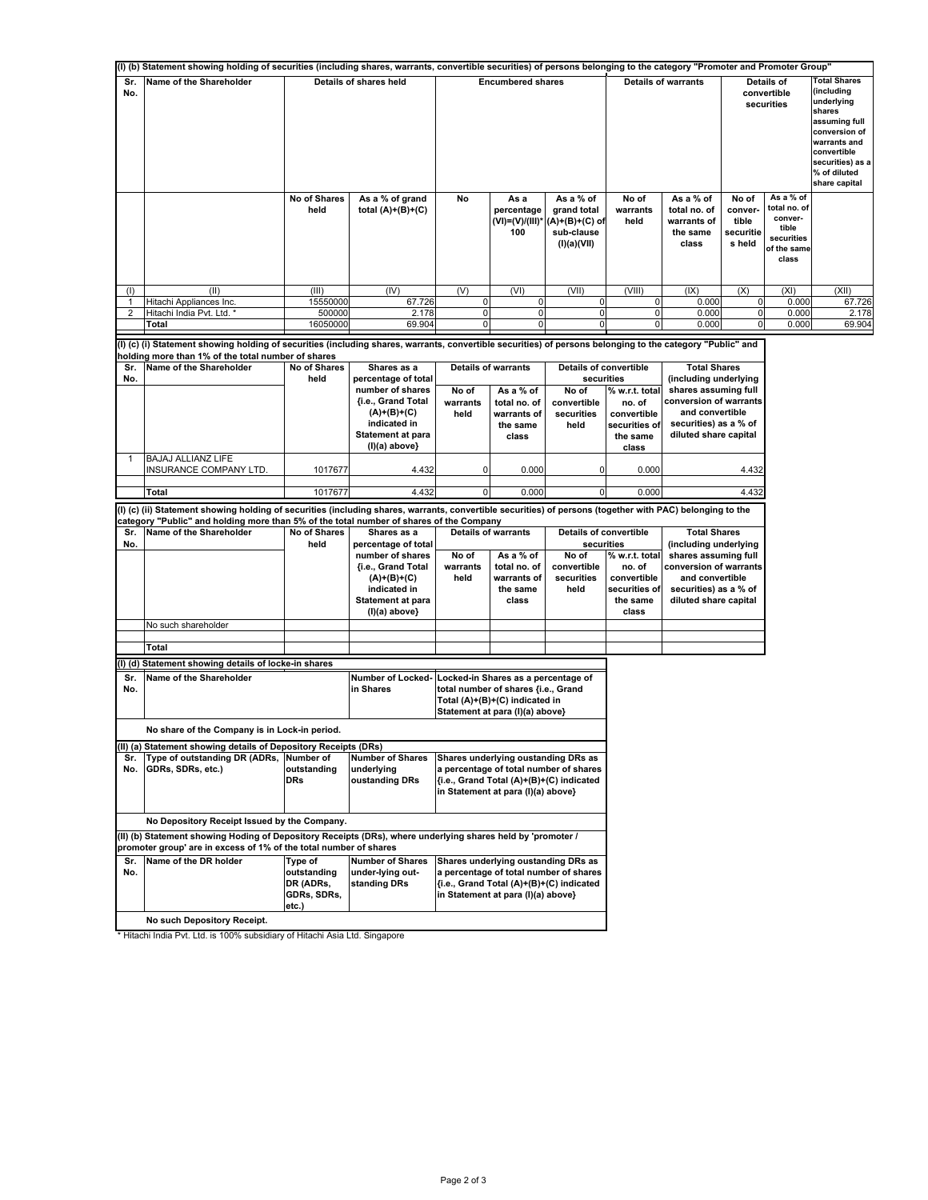**(I) (b) Statement showing holding of securities (including shares, warrants, convertible securities) of persons belonging to the category "Promoter and Promoter Group"**

| Sr. No. | Name of the Shareholder | Details of shares held | | Encumbered shares | | | Details of warrants | | Details of convertible securities | | Total Shares (including underlying shares assuming full conversion of warrants and convertible securities) as a % of diluted share capital |
|---|---|---|---|---|---|---|---|---|---|---|---|
| | | No of Shares held | As a % of grand total (A)+(B)+(C) | No | As a percentage (VI)=(V)/(III)*100 | As a % of grand total (A)+(B)+(C) of sub-clause (I)(a)(VII) | No of warrants held | As a % of total no. of warrants of the same class | No of convertible securities held | As a % of total no. of convertible securities of the same class | |
| (I) | (II) | (III) | (IV) | (V) | (VI) | (VII) | (VIII) | (IX) | (X) | (XI) | (XII) |
| 1 | Hitachi Appliances Inc. | 15550000 | 67.726 | 0 | 0 | 0 | 0 | 0.000 | 0 | 0.000 | 67.726 |
| 2 | Hitachi India Pvt. Ltd. * | 500000 | 2.178 | 0 | 0 | 0 | 0 | 0.000 | 0 | 0.000 | 2.178 |
| | **Total** | 16050000 | 69.904 | 0 | 0 | 0 | 0 | 0.000 | 0 | 0.000 | 69.904 |

**(I) (c) (i) Statement showing holding of securities (including shares, warrants, convertible securities) of persons belonging to the category "Public" and holding more than 1% of the total number of shares**

| Sr. No. | Name of the Shareholder | No of Shares held | Shares as a percentage of total number of shares {i.e., Grand Total (A)+(B)+(C) indicated in Statement at para (I)(a) above} | Details of warrants | | Details of convertible securities | | Total Shares (including underlying shares assuming full conversion of warrants and convertible securities) as a % of diluted share capital |
|---|---|---|---|---|---|---|---|---|
| | | | | No of warrants held | As a % of total no. of warrants of the same class | No of convertible securities held | % w.r.t. total no. of convertible securities of the same class | |
| 1 | BAJAJ ALLIANZ LIFE INSURANCE COMPANY LTD. | 1017677 | 4.432 | 0 | 0.000 | 0 | 0.000 | 4.432 |
| | **Total** | 1017677 | 4.432 | 0 | 0.000 | 0 | 0.000 | 4.432 |

**(I) (c) (ii) Statement showing holding of securities (including shares, warrants, convertible securities) of persons (together with PAC) belonging to the category "Public" and holding more than 5% of the total number of shares of the Company**

| Sr. No. | Name of the Shareholder | No of Shares held | Shares as a percentage of total number of shares {i.e., Grand Total (A)+(B)+(C) indicated in Statement at para (I)(a) above} | Details of warrants | | Details of convertible securities | | Total Shares (including underlying shares assuming full conversion of warrants and convertible securities) as a % of diluted share capital |
|---|---|---|---|---|---|---|---|---|
| | | | | No of warrants held | As a % of total no. of warrants of the same class | No of convertible securities held | % w.r.t. total no. of convertible securities of the same class | |
| | No such shareholder | | | | | | | |
| | **Total** | | | | | | | |

**(I) (d) Statement showing details of locke-in shares**

| Sr. No. | Name of the Shareholder | Number of Locked-in Shares | Locked-in Shares as a percentage of total number of shares {i.e., Grand Total (A)+(B)+(C) indicated in Statement at para (I)(a) above} |
|---|---|---|---|
| | **No share of the Company is in Lock-in period.** | | |

**(II) (a) Statement showing details of Depository Receipts (DRs)**

| Sr. No. | Type of outstanding DR (ADRs, GDRs, SDRs, etc.) | Number of outstanding DRs | Number of Shares underlying oustanding DRs | Shares underlying oustanding DRs as a percentage of total number of shares {i.e., Grand Total (A)+(B)+(C) indicated in Statement at para (I)(a) above} |
|---|---|---|---|---|
| | **No Depository Receipt Issued by the Company.** | | | |

**(II) (b) Statement showing Hoding of Depository Receipts (DRs), where underlying shares held by 'promoter / promoter group' are in excess of 1% of the total number of shares**

| Sr. No. | Name of the DR holder | Type of outstanding DR (ADRs, GDRs, SDRs, etc.) | Number of Shares under-lying out-standing DRs | Shares underlying oustanding DRs as a percentage of total number of shares {i.e., Grand Total (A)+(B)+(C) indicated in Statement at para (I)(a) above} |
|---|---|---|---|---|
| | **No such Depository Receipt.** | | | |

* Hitachi India Pvt. Ltd. is 100% subsidiary of Hitachi Asia Ltd. Singapore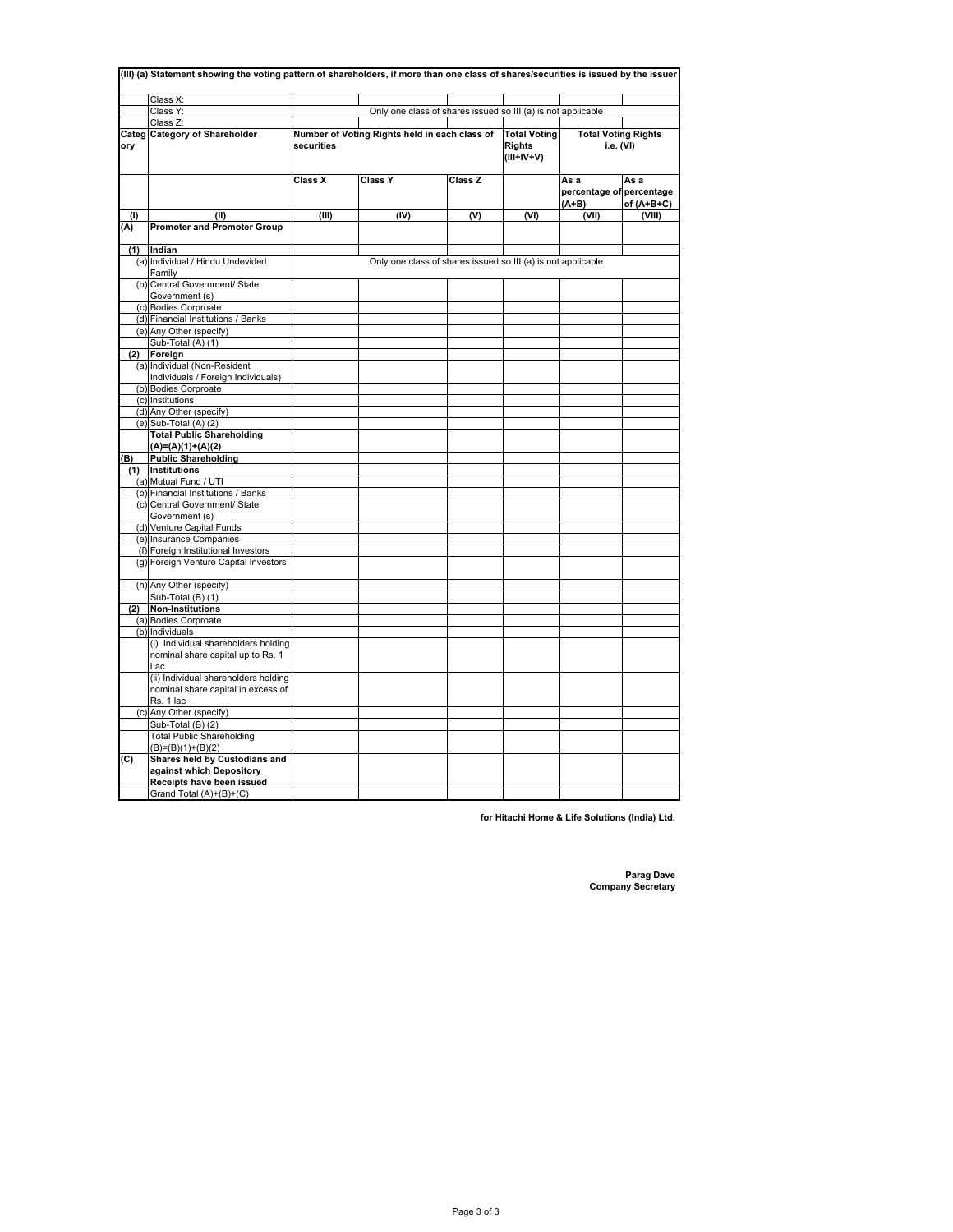**(III) (a) Statement showing the voting pattern of shareholders, if more than one class of shares/securities is issued by the issuer**

| | | | | | | | |
|---|---|---|---|---|---|---|---|
| | Class X: | | | | | | |
| | Class Y: | Only one class of shares issued so III (a) is not applicable | | | | | |
| | Class Z: | | | | | | |
| **Category** | **Category of Shareholder** | **Number of Voting Rights held in each class of securities** | | | **Total Voting Rights (III+IV+V)** | **Total Voting Rights i.e. (VI)** | |
| | | **Class X** | **Class Y** | **Class Z** | | **As a percentage of (A+B)** | **As a percentage of (A+B+C)** |
| **(I)** | **(II)** | **(III)** | **(IV)** | **(V)** | **(VI)** | **(VII)** | **(VIII)** |
| **(A)** | **Promoter and Promoter Group** | | | | | | |
| **(1)** | **Indian** | | | | | | |
| (a) | Individual / Hindu Undevided Family | Only one class of shares issued so III (a) is not applicable | | | | | |
| (b) | Central Government/ State Government (s) | | | | | | |
| (c) | Bodies Corproate | | | | | | |
| (d) | Financial Institutions / Banks | | | | | | |
| (e) | Any Other (specify) | | | | | | |
| | Sub-Total (A) (1) | | | | | | |
| **(2)** | **Foreign** | | | | | | |
| (a) | Individual (Non-Resident Individuals / Foreign Individuals) | | | | | | |
| (b) | Bodies Corproate | | | | | | |
| (c) | Institutions | | | | | | |
| (d) | Any Other (specify) | | | | | | |
| (e) | Sub-Total (A) (2) | | | | | | |
| | **Total Public Shareholding (A)=(A)(1)+(A)(2)** | | | | | | |
| **(B)** | **Public Shareholding** | | | | | | |
| **(1)** | **Institutions** | | | | | | |
| (a) | Mutual Fund / UTI | | | | | | |
| (b) | Financial Institutions / Banks | | | | | | |
| (c) | Central Government/ State Government (s) | | | | | | |
| (d) | Venture Capital Funds | | | | | | |
| (e) | Insurance Companies | | | | | | |
| (f) | Foreign Institutional Investors | | | | | | |
| (g) | Foreign Venture Capital Investors | | | | | | |
| (h) | Any Other (specify) | | | | | | |
| | Sub-Total (B) (1) | | | | | | |
| **(2)** | **Non-Institutions** | | | | | | |
| (a) | Bodies Corproate | | | | | | |
| (b) | Individuals | | | | | | |
| | (i) Individual shareholders holding nominal share capital up to Rs. 1 Lac | | | | | | |
| | (ii) Individual shareholders holding nominal share capital in excess of Rs. 1 lac | | | | | | |
| (c) | Any Other (specify) | | | | | | |
| | Sub-Total (B) (2) | | | | | | |
| | Total Public Shareholding (B)=(B)(1)+(B)(2) | | | | | | |
| **(C)** | **Shares held by Custodians and against which Depository Receipts have been issued** | | | | | | |
| | Grand Total (A)+(B)+(C) | | | | | | |

**for Hitachi Home & Life Solutions (India) Ltd.**

**Parag Dave**
**Company Secretary**